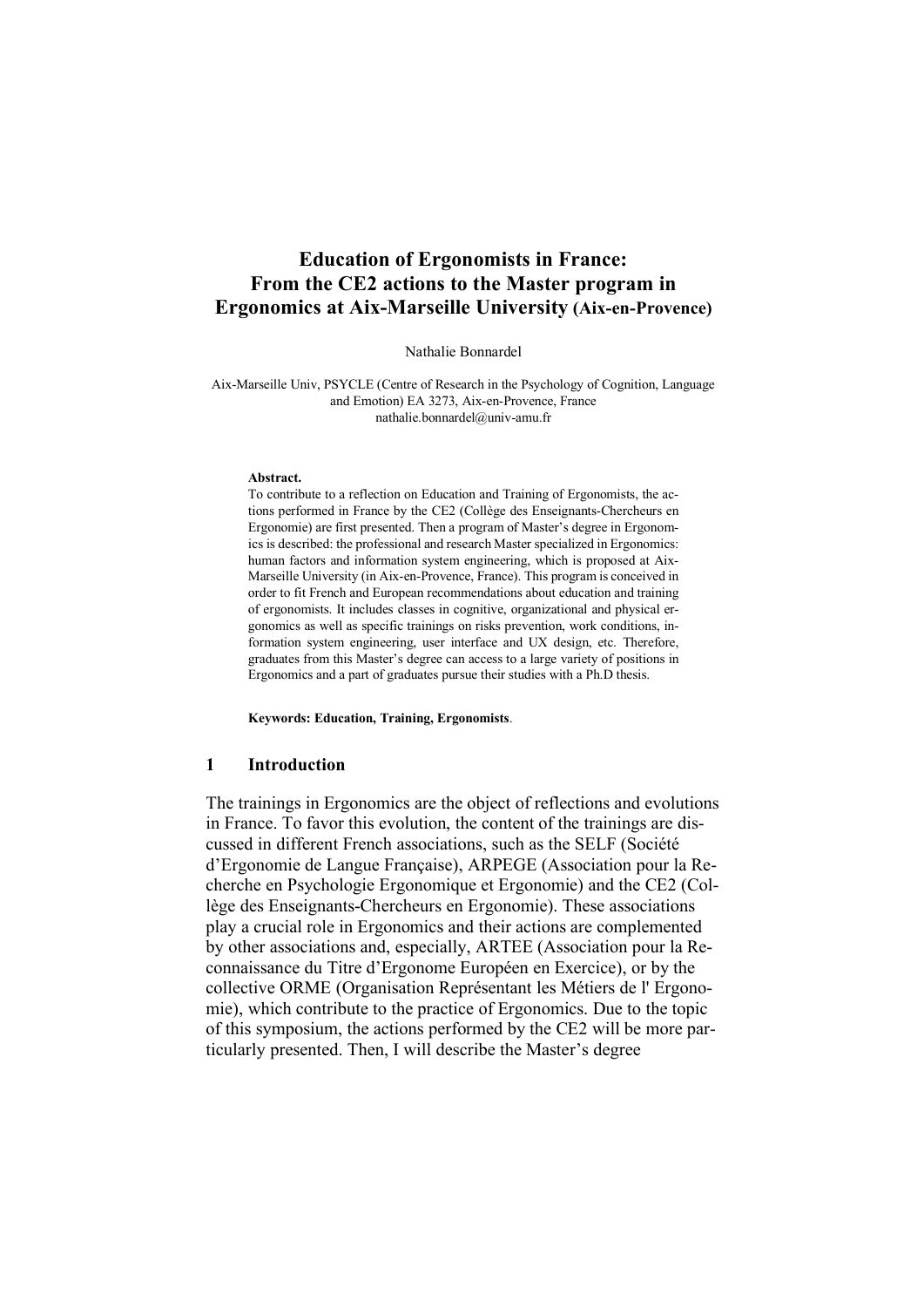# Education of Ergonomists in France: From the CE2 actions to the Master program in Ergonomics at Aix-Marseille University (Aix-en-Provence)

Nathalie Bonnardel

Aix-Marseille Univ, PSYCLE (Centre of Research in the Psychology of Cognition, Language and Emotion) EA 3273, Aix-en-Provence, France
nathalie.bonnardel@univ-amu.fr

**Abstract.**
To contribute to a reflection on Education and Training of Ergonomists, the actions performed in France by the CE2 (Collège des Enseignants-Chercheurs en Ergonomie) are first presented. Then a program of Master's degree in Ergonomics is described: the professional and research Master specialized in Ergonomics: human factors and information system engineering, which is proposed at Aix-Marseille University (in Aix-en-Provence, France). This program is conceived in order to fit French and European recommendations about education and training of ergonomists. It includes classes in cognitive, organizational and physical ergonomics as well as specific trainings on risks prevention, work conditions, information system engineering, user interface and UX design, etc. Therefore, graduates from this Master's degree can access to a large variety of positions in Ergonomics and a part of graduates pursue their studies with a Ph.D thesis.

**Keywords: Education, Training, Ergonomists**.

## 1 Introduction

The trainings in Ergonomics are the object of reflections and evolutions in France. To favor this evolution, the content of the trainings are discussed in different French associations, such as the SELF (Société d'Ergonomie de Langue Française), ARPEGE (Association pour la Recherche en Psychologie Ergonomique et Ergonomie) and the CE2 (Collège des Enseignants-Chercheurs en Ergonomie). These associations play a crucial role in Ergonomics and their actions are complemented by other associations and, especially, ARTEE (Association pour la Reconnaissance du Titre d'Ergonome Européen en Exercice), or by the collective ORME (Organisation Représentant les Métiers de l' Ergonomie), which contribute to the practice of Ergonomics. Due to the topic of this symposium, the actions performed by the CE2 will be more particularly presented. Then, I will describe the Master's degree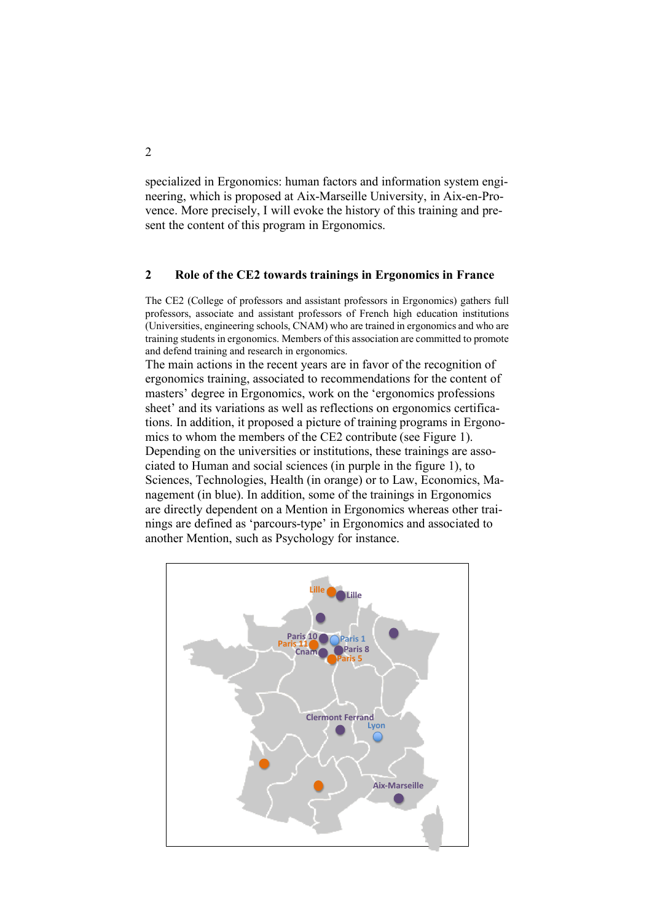specialized in Ergonomics: human factors and information system engineering, which is proposed at Aix-Marseille University, in Aix-en-Provence. More precisely, I will evoke the history of this training and present the content of this program in Ergonomics.

## 2 Role of the CE2 towards trainings in Ergonomics in France

The CE2 (College of professors and assistant professors in Ergonomics) gathers full professors, associate and assistant professors of French high education institutions (Universities, engineering schools, CNAM) who are trained in ergonomics and who are training students in ergonomics. Members of this association are committed to promote and defend training and research in ergonomics.

The main actions in the recent years are in favor of the recognition of ergonomics training, associated to recommendations for the content of masters' degree in Ergonomics, work on the 'ergonomics professions sheet' and its variations as well as reflections on ergonomics certifications. In addition, it proposed a picture of training programs in Ergonomics to whom the members of the CE2 contribute (see Figure 1). Depending on the universities or institutions, these trainings are associated to Human and social sciences (in purple in the figure 1), to Sciences, Technologies, Health (in orange) or to Law, Economics, Management (in blue). In addition, some of the trainings in Ergonomics are directly dependent on a Mention in Ergonomics whereas other trainings are defined as 'parcours-type' in Ergonomics and associated to another Mention, such as Psychology for instance.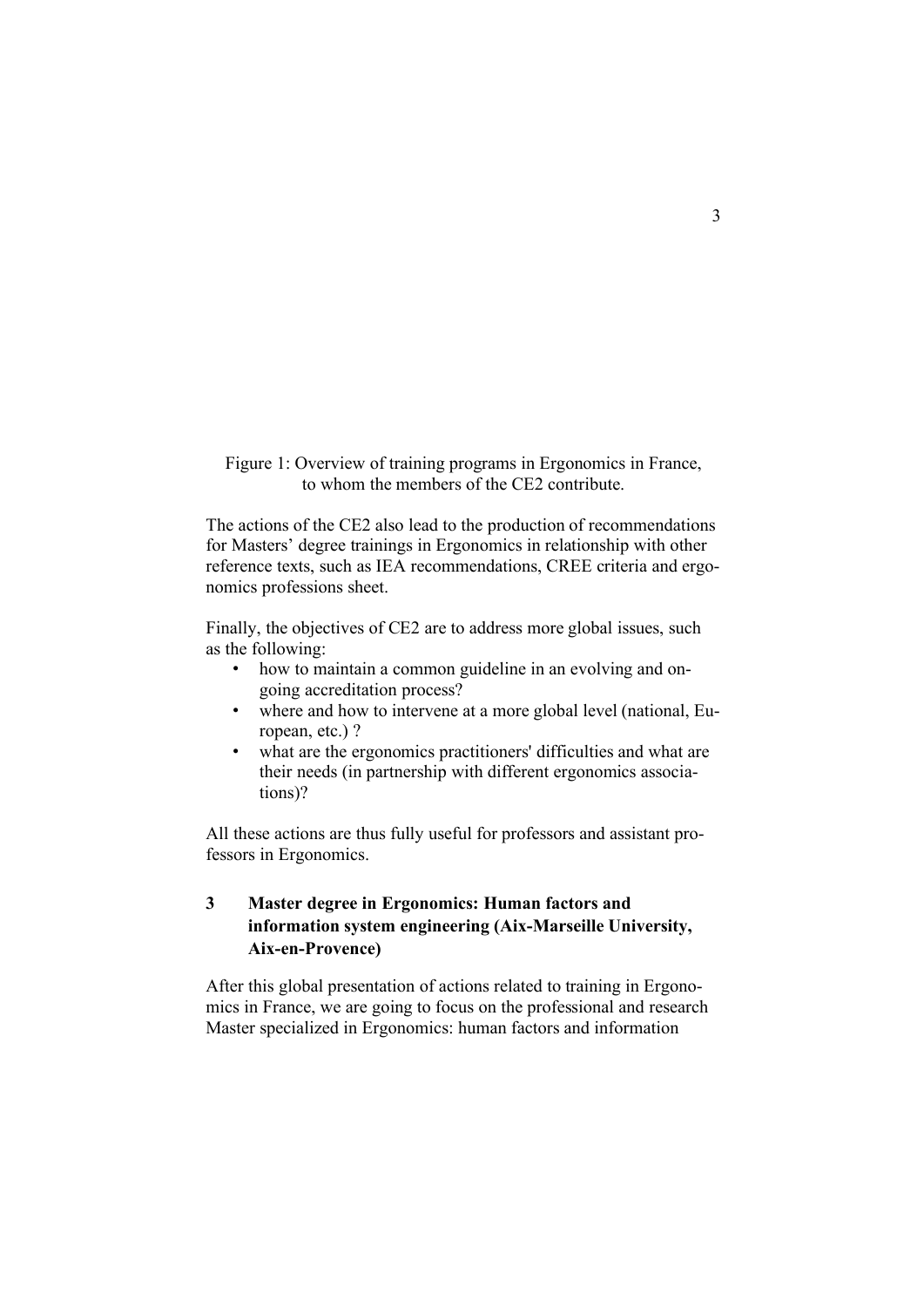Figure 1: Overview of training programs in Ergonomics in France, to whom the members of the CE2 contribute.

The actions of the CE2 also lead to the production of recommendations for Masters' degree trainings in Ergonomics in relationship with other reference texts, such as IEA recommendations, CREE criteria and ergonomics professions sheet.

Finally, the objectives of CE2 are to address more global issues, such as the following:

- how to maintain a common guideline in an evolving and ongoing accreditation process?
- where and how to intervene at a more global level (national, European, etc.) ?
- what are the ergonomics practitioners' difficulties and what are their needs (in partnership with different ergonomics associations)?

All these actions are thus fully useful for professors and assistant professors in Ergonomics.

## 3 Master degree in Ergonomics: Human factors and information system engineering (Aix-Marseille University, Aix-en-Provence)

After this global presentation of actions related to training in Ergonomics in France, we are going to focus on the professional and research Master specialized in Ergonomics: human factors and information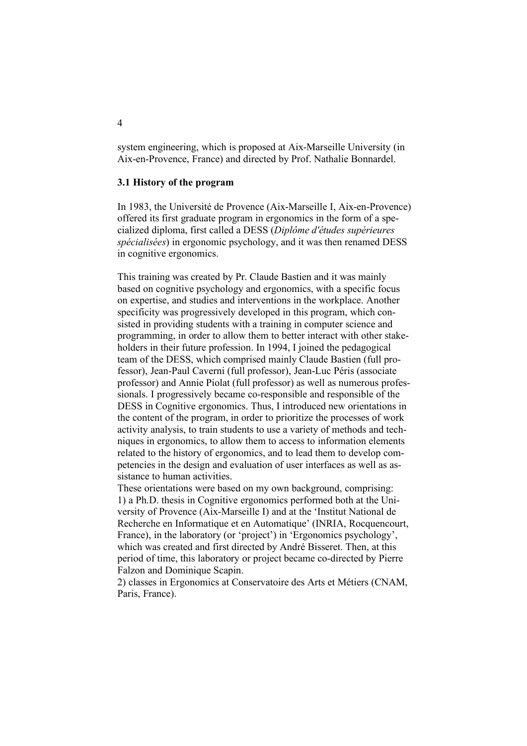system engineering, which is proposed at Aix-Marseille University (in Aix-en-Provence, France) and directed by Prof. Nathalie Bonnardel.

### 3.1 History of the program

In 1983, the Université de Provence (Aix-Marseille I, Aix-en-Provence) offered its first graduate program in ergonomics in the form of a specialized diploma, first called a DESS (*Diplôme d'études supérieures spécialisées*) in ergonomic psychology, and it was then renamed DESS in cognitive ergonomics.

This training was created by Pr. Claude Bastien and it was mainly based on cognitive psychology and ergonomics, with a specific focus on expertise, and studies and interventions in the workplace. Another specificity was progressively developed in this program, which consisted in providing students with a training in computer science and programming, in order to allow them to better interact with other stakeholders in their future profession. In 1994, I joined the pedagogical team of the DESS, which comprised mainly Claude Bastien (full professor), Jean-Paul Caverni (full professor), Jean-Luc Péris (associate professor) and Annie Piolat (full professor) as well as numerous professionals. I progressively became co-responsible and responsible of the DESS in Cognitive ergonomics. Thus, I introduced new orientations in the content of the program, in order to prioritize the processes of work activity analysis, to train students to use a variety of methods and techniques in ergonomics, to allow them to access to information elements related to the history of ergonomics, and to lead them to develop competencies in the design and evaluation of user interfaces as well as assistance to human activities.

These orientations were based on my own background, comprising:

1) a Ph.D. thesis in Cognitive ergonomics performed both at the University of Provence (Aix-Marseille I) and at the 'Institut National de Recherche en Informatique et en Automatique' (INRIA, Rocquencourt, France), in the laboratory (or 'project') in 'Ergonomics psychology', which was created and first directed by André Bisseret. Then, at this period of time, this laboratory or project became co-directed by Pierre Falzon and Dominique Scapin.

2) classes in Ergonomics at Conservatoire des Arts et Métiers (CNAM, Paris, France).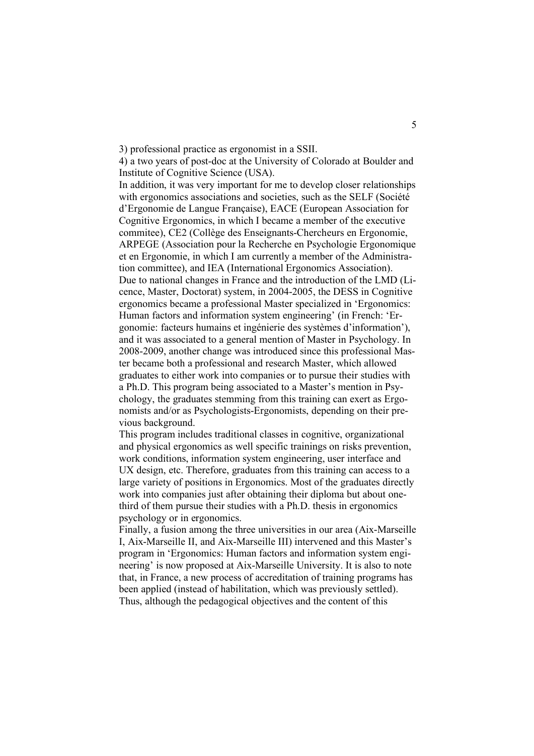3) professional practice as ergonomist in a SSII.

4) a two years of post-doc at the University of Colorado at Boulder and Institute of Cognitive Science (USA).

In addition, it was very important for me to develop closer relationships with ergonomics associations and societies, such as the SELF (Société d'Ergonomie de Langue Française), EACE (European Association for Cognitive Ergonomics, in which I became a member of the executive commitee), CE2 (Collège des Enseignants-Chercheurs en Ergonomie, ARPEGE (Association pour la Recherche en Psychologie Ergonomique et en Ergonomie, in which I am currently a member of the Administration committee), and IEA (International Ergonomics Association).

Due to national changes in France and the introduction of the LMD (Licence, Master, Doctorat) system, in 2004-2005, the DESS in Cognitive ergonomics became a professional Master specialized in 'Ergonomics: Human factors and information system engineering' (in French: 'Ergonomie: facteurs humains et ingénierie des systèmes d'information'), and it was associated to a general mention of Master in Psychology. In 2008-2009, another change was introduced since this professional Master became both a professional and research Master, which allowed graduates to either work into companies or to pursue their studies with a Ph.D. This program being associated to a Master's mention in Psychology, the graduates stemming from this training can exert as Ergonomists and/or as Psychologists-Ergonomists, depending on their previous background.

This program includes traditional classes in cognitive, organizational and physical ergonomics as well specific trainings on risks prevention, work conditions, information system engineering, user interface and UX design, etc. Therefore, graduates from this training can access to a large variety of positions in Ergonomics. Most of the graduates directly work into companies just after obtaining their diploma but about one-third of them pursue their studies with a Ph.D. thesis in ergonomics psychology or in ergonomics.

Finally, a fusion among the three universities in our area (Aix-Marseille I, Aix-Marseille II, and Aix-Marseille III) intervened and this Master's program in 'Ergonomics: Human factors and information system engineering' is now proposed at Aix-Marseille University. It is also to note that, in France, a new process of accreditation of training programs has been applied (instead of habilitation, which was previously settled). Thus, although the pedagogical objectives and the content of this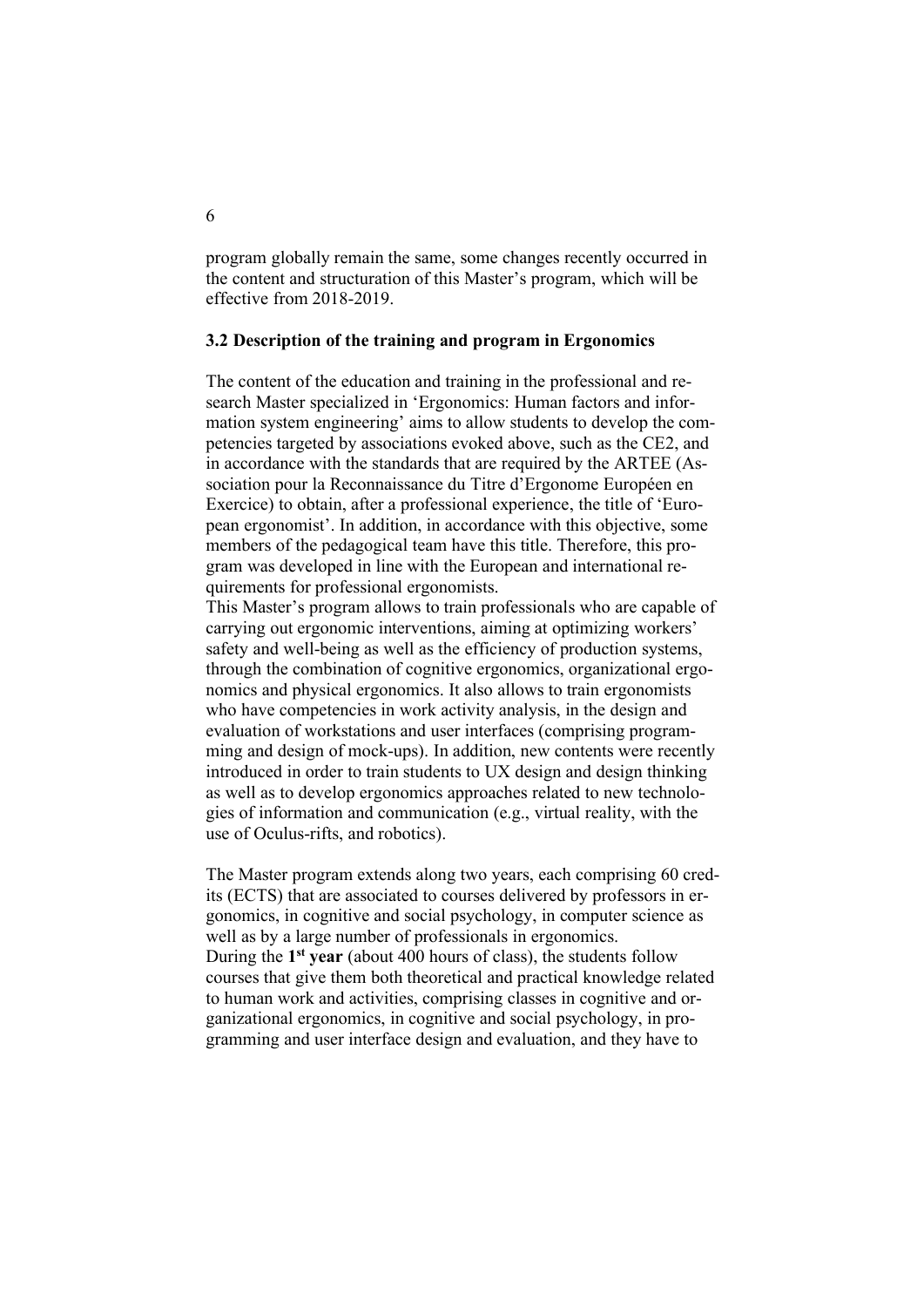program globally remain the same, some changes recently occurred in the content and structuration of this Master's program, which will be effective from 2018-2019.

### 3.2 Description of the training and program in Ergonomics

The content of the education and training in the professional and research Master specialized in 'Ergonomics: Human factors and information system engineering' aims to allow students to develop the competencies targeted by associations evoked above, such as the CE2, and in accordance with the standards that are required by the ARTEE (Association pour la Reconnaissance du Titre d'Ergonome Européen en Exercice) to obtain, after a professional experience, the title of 'European ergonomist'. In addition, in accordance with this objective, some members of the pedagogical team have this title. Therefore, this program was developed in line with the European and international requirements for professional ergonomists.

This Master's program allows to train professionals who are capable of carrying out ergonomic interventions, aiming at optimizing workers' safety and well-being as well as the efficiency of production systems, through the combination of cognitive ergonomics, organizational ergonomics and physical ergonomics. It also allows to train ergonomists who have competencies in work activity analysis, in the design and evaluation of workstations and user interfaces (comprising programming and design of mock-ups). In addition, new contents were recently introduced in order to train students to UX design and design thinking as well as to develop ergonomics approaches related to new technologies of information and communication (e.g., virtual reality, with the use of Oculus-rifts, and robotics).

The Master program extends along two years, each comprising 60 credits (ECTS) that are associated to courses delivered by professors in ergonomics, in cognitive and social psychology, in computer science as well as by a large number of professionals in ergonomics.

During the **1st year** (about 400 hours of class), the students follow courses that give them both theoretical and practical knowledge related to human work and activities, comprising classes in cognitive and organizational ergonomics, in cognitive and social psychology, in programming and user interface design and evaluation, and they have to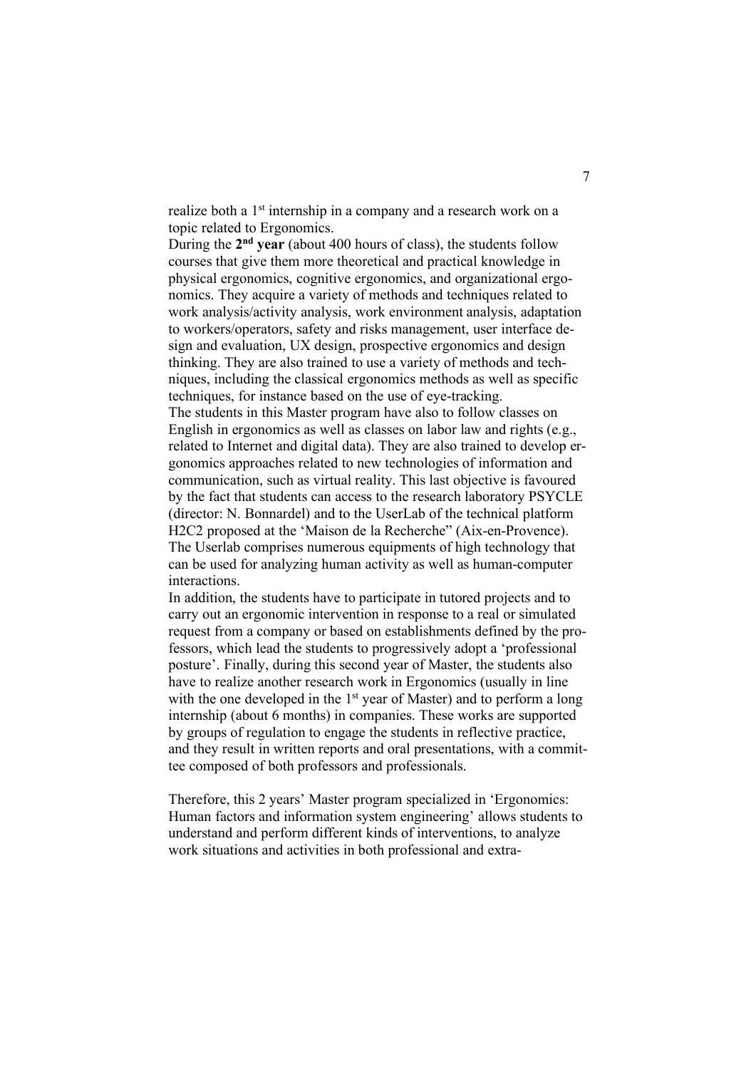realize both a 1st internship in a company and a research work on a topic related to Ergonomics.

During the **2nd year** (about 400 hours of class), the students follow courses that give them more theoretical and practical knowledge in physical ergonomics, cognitive ergonomics, and organizational ergonomics. They acquire a variety of methods and techniques related to work analysis/activity analysis, work environment analysis, adaptation to workers/operators, safety and risks management, user interface design and evaluation, UX design, prospective ergonomics and design thinking. They are also trained to use a variety of methods and techniques, including the classical ergonomics methods as well as specific techniques, for instance based on the use of eye-tracking.

The students in this Master program have also to follow classes on English in ergonomics as well as classes on labor law and rights (e.g., related to Internet and digital data). They are also trained to develop ergonomics approaches related to new technologies of information and communication, such as virtual reality. This last objective is favoured by the fact that students can access to the research laboratory PSYCLE (director: N. Bonnardel) and to the UserLab of the technical platform H2C2 proposed at the 'Maison de la Recherche" (Aix-en-Provence). The Userlab comprises numerous equipments of high technology that can be used for analyzing human activity as well as human-computer interactions.

In addition, the students have to participate in tutored projects and to carry out an ergonomic intervention in response to a real or simulated request from a company or based on establishments defined by the professors, which lead the students to progressively adopt a 'professional posture'. Finally, during this second year of Master, the students also have to realize another research work in Ergonomics (usually in line with the one developed in the 1st year of Master) and to perform a long internship (about 6 months) in companies. These works are supported by groups of regulation to engage the students in reflective practice, and they result in written reports and oral presentations, with a committee composed of both professors and professionals.

Therefore, this 2 years' Master program specialized in 'Ergonomics: Human factors and information system engineering' allows students to understand and perform different kinds of interventions, to analyze work situations and activities in both professional and extra-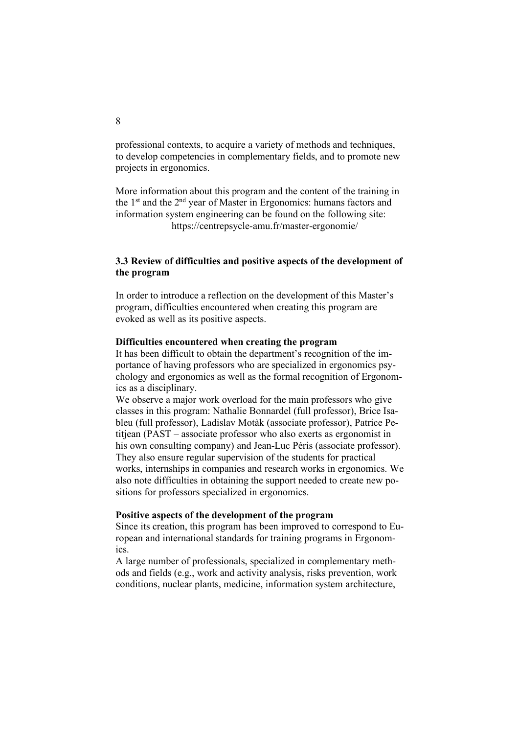professional contexts, to acquire a variety of methods and techniques, to develop competencies in complementary fields, and to promote new projects in ergonomics.

More information about this program and the content of the training in the 1st and the 2nd year of Master in Ergonomics: humans factors and information system engineering can be found on the following site: https://centrepsycle-amu.fr/master-ergonomie/

### 3.3 Review of difficulties and positive aspects of the development of the program

In order to introduce a reflection on the development of this Master's program, difficulties encountered when creating this program are evoked as well as its positive aspects.

**Difficulties encountered when creating the program**

It has been difficult to obtain the department's recognition of the importance of having professors who are specialized in ergonomics psychology and ergonomics as well as the formal recognition of Ergonomics as a disciplinary.

We observe a major work overload for the main professors who give classes in this program: Nathalie Bonnardel (full professor), Brice Isableu (full professor), Ladislav Motàk (associate professor), Patrice Petitjean (PAST – associate professor who also exerts as ergonomist in his own consulting company) and Jean-Luc Péris (associate professor). They also ensure regular supervision of the students for practical works, internships in companies and research works in ergonomics. We also note difficulties in obtaining the support needed to create new positions for professors specialized in ergonomics.

**Positive aspects of the development of the program**

Since its creation, this program has been improved to correspond to European and international standards for training programs in Ergonomics.

A large number of professionals, specialized in complementary methods and fields (e.g., work and activity analysis, risks prevention, work conditions, nuclear plants, medicine, information system architecture,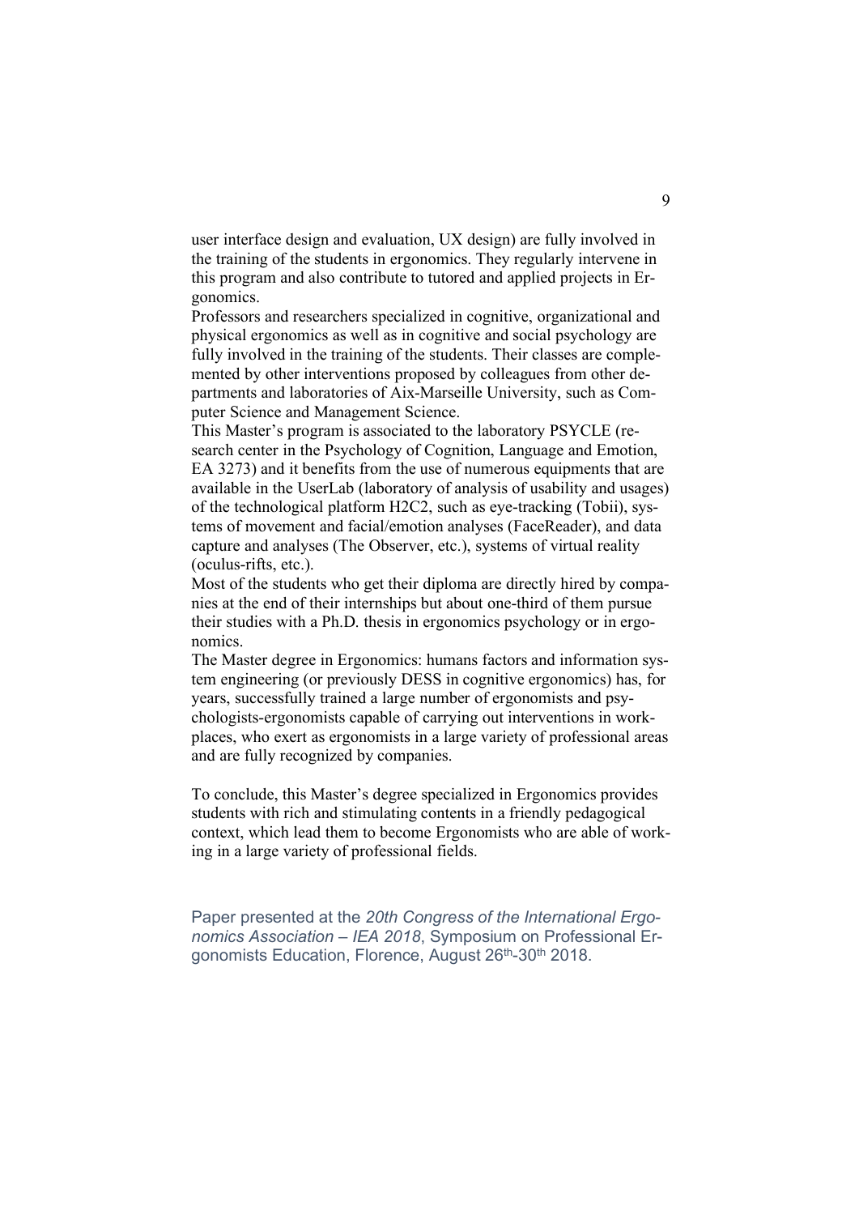user interface design and evaluation, UX design) are fully involved in the training of the students in ergonomics. They regularly intervene in this program and also contribute to tutored and applied projects in Ergonomics.

Professors and researchers specialized in cognitive, organizational and physical ergonomics as well as in cognitive and social psychology are fully involved in the training of the students. Their classes are complemented by other interventions proposed by colleagues from other departments and laboratories of Aix-Marseille University, such as Computer Science and Management Science.

This Master's program is associated to the laboratory PSYCLE (research center in the Psychology of Cognition, Language and Emotion, EA 3273) and it benefits from the use of numerous equipments that are available in the UserLab (laboratory of analysis of usability and usages) of the technological platform H2C2, such as eye-tracking (Tobii), systems of movement and facial/emotion analyses (FaceReader), and data capture and analyses (The Observer, etc.), systems of virtual reality (oculus-rifts, etc.).

Most of the students who get their diploma are directly hired by companies at the end of their internships but about one-third of them pursue their studies with a Ph.D. thesis in ergonomics psychology or in ergonomics.

The Master degree in Ergonomics: humans factors and information system engineering (or previously DESS in cognitive ergonomics) has, for years, successfully trained a large number of ergonomists and psychologists-ergonomists capable of carrying out interventions in workplaces, who exert as ergonomists in a large variety of professional areas and are fully recognized by companies.

To conclude, this Master's degree specialized in Ergonomics provides students with rich and stimulating contents in a friendly pedagogical context, which lead them to become Ergonomists who are able of working in a large variety of professional fields.

Paper presented at the *20th Congress of the International Ergonomics Association – IEA 2018*, Symposium on Professional Ergonomists Education, Florence, August 26th-30th 2018.